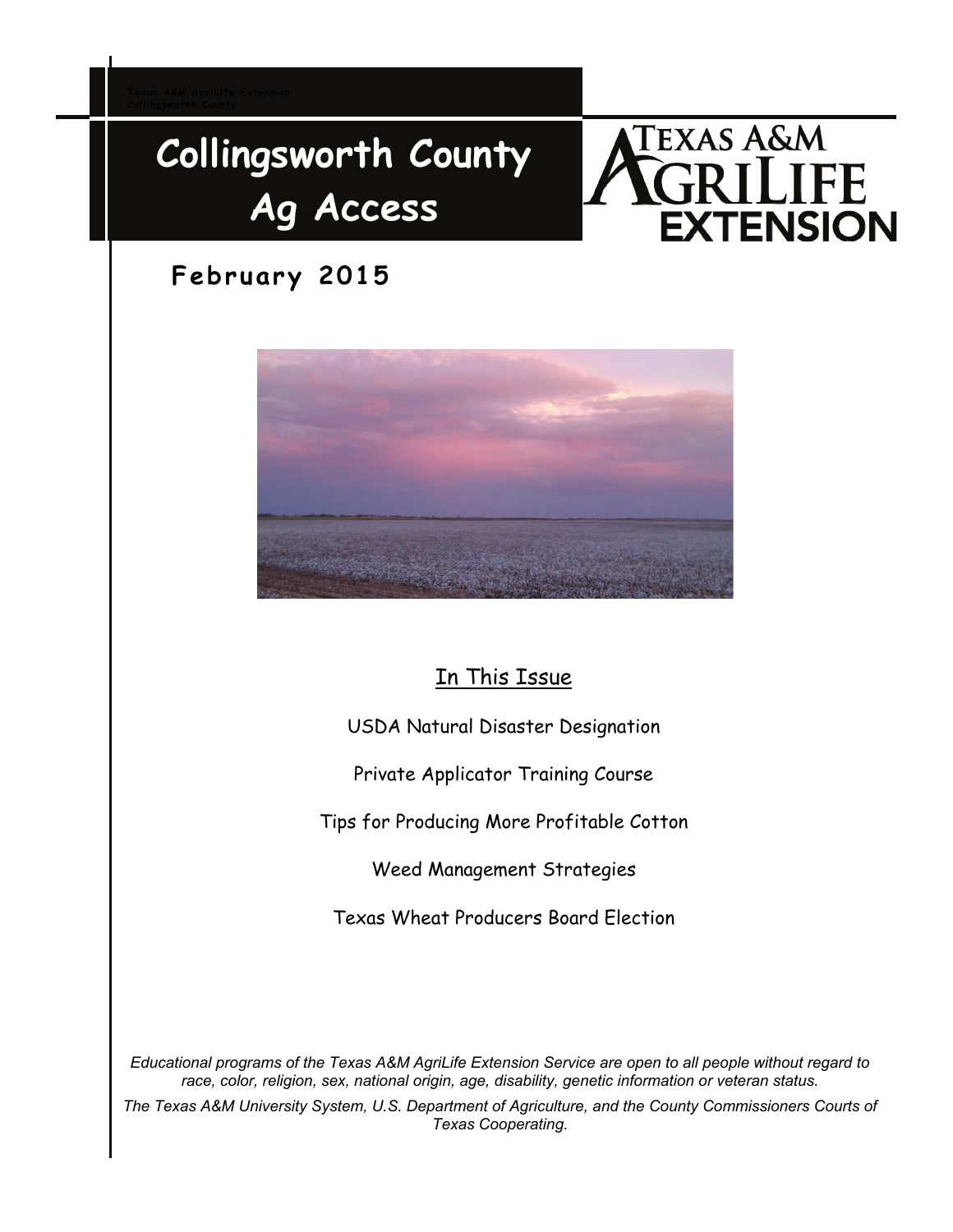Texas A&M AgriLife Extension
Collingsworth County

# Collingsworth County Ag Access

Texas A&M AgriLife Extension

## February 2015

### In This Issue

USDA Natural Disaster Designation

Private Applicator Training Course

Tips for Producing More Profitable Cotton

Weed Management Strategies

Texas Wheat Producers Board Election

*Educational programs of the Texas A&M AgriLife Extension Service are open to all people without regard to race, color, religion, sex, national origin, age, disability, genetic information or veteran status.*

*The Texas A&M University System, U.S. Department of Agriculture, and the County Commissioners Courts of Texas Cooperating.*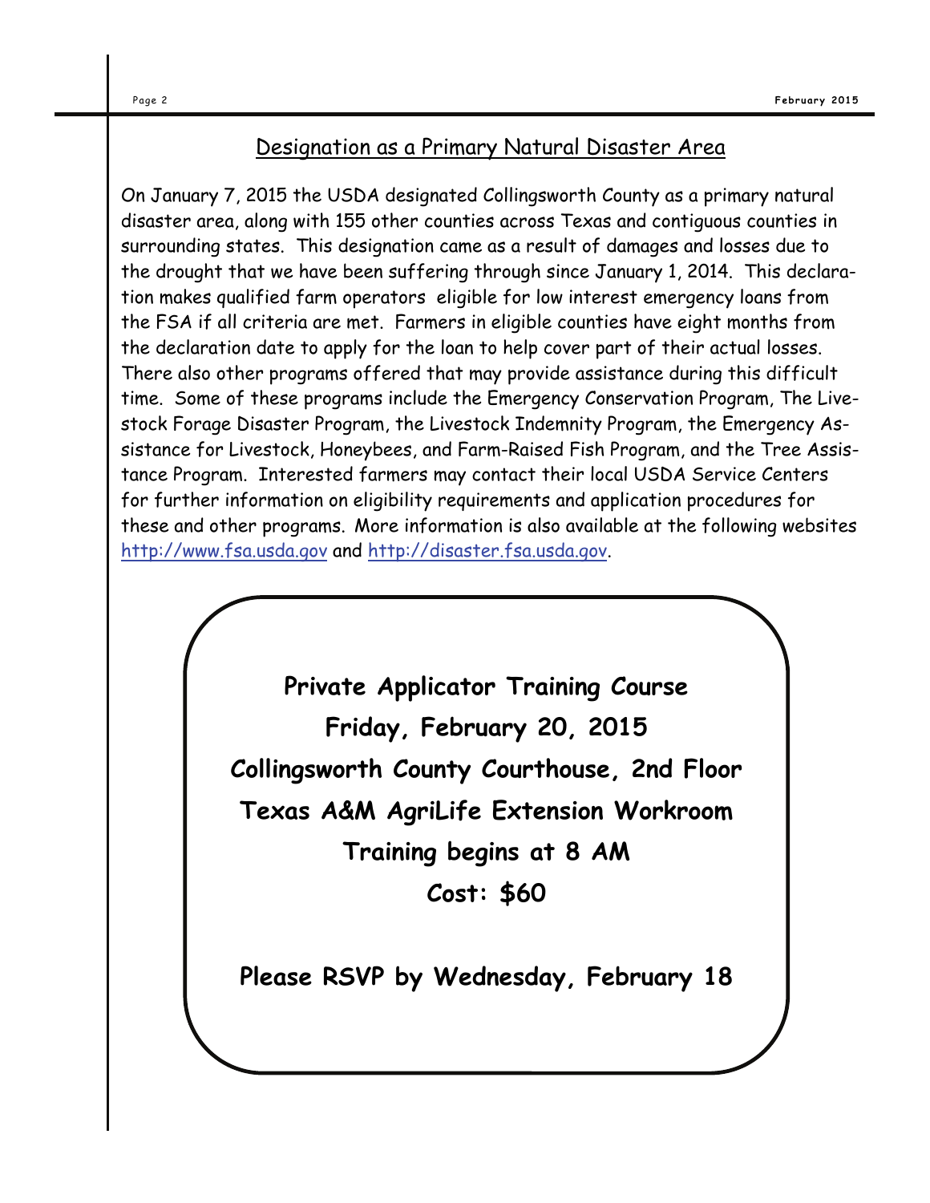## Designation as a Primary Natural Disaster Area

On January 7, 2015 the USDA designated Collingsworth County as a primary natural disaster area, along with 155 other counties across Texas and contiguous counties in surrounding states. This designation came as a result of damages and losses due to the drought that we have been suffering through since January 1, 2014. This declaration makes qualified farm operators eligible for low interest emergency loans from the FSA if all criteria are met. Farmers in eligible counties have eight months from the declaration date to apply for the loan to help cover part of their actual losses. There also other programs offered that may provide assistance during this difficult time. Some of these programs include the Emergency Conservation Program, The Livestock Forage Disaster Program, the Livestock Indemnity Program, the Emergency Assistance for Livestock, Honeybees, and Farm-Raised Fish Program, and the Tree Assistance Program. Interested farmers may contact their local USDA Service Centers for further information on eligibility requirements and application procedures for these and other programs. More information is also available at the following websites http://www.fsa.usda.gov and http://disaster.fsa.usda.gov.

**Private Applicator Training Course**

**Friday, February 20, 2015**

**Collingsworth County Courthouse, 2nd Floor**

**Texas A&M AgriLife Extension Workroom**

**Training begins at 8 AM**

**Cost: $60**

**Please RSVP by Wednesday, February 18**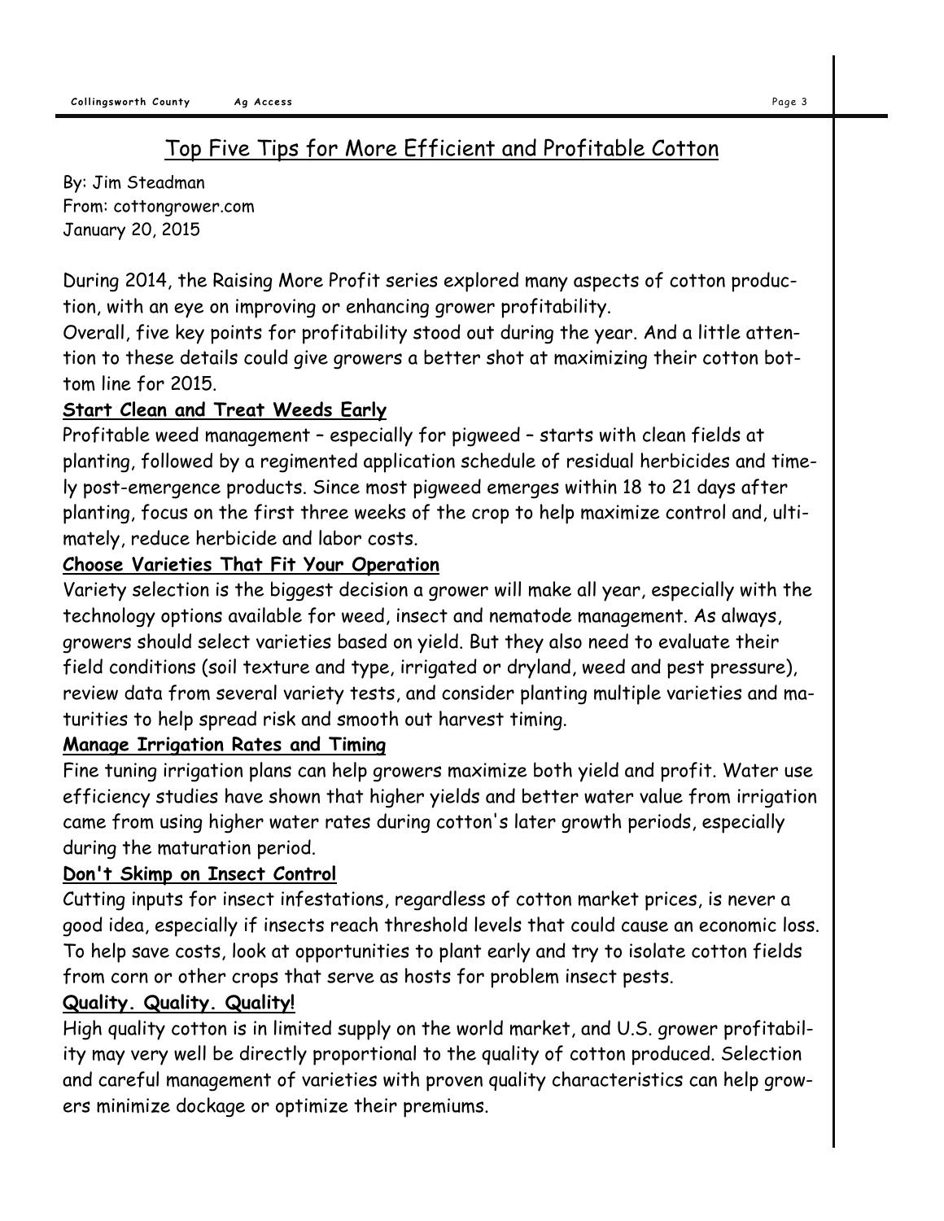## Top Five Tips for More Efficient and Profitable Cotton

By: Jim Steadman
From: cottongrower.com
January 20, 2015

During 2014, the Raising More Profit series explored many aspects of cotton production, with an eye on improving or enhancing grower profitability.
Overall, five key points for profitability stood out during the year. And a little attention to these details could give growers a better shot at maximizing their cotton bottom line for 2015.

**Start Clean and Treat Weeds Early**

Profitable weed management – especially for pigweed – starts with clean fields at planting, followed by a regimented application schedule of residual herbicides and timely post-emergence products. Since most pigweed emerges within 18 to 21 days after planting, focus on the first three weeks of the crop to help maximize control and, ultimately, reduce herbicide and labor costs.

**Choose Varieties That Fit Your Operation**

Variety selection is the biggest decision a grower will make all year, especially with the technology options available for weed, insect and nematode management. As always, growers should select varieties based on yield. But they also need to evaluate their field conditions (soil texture and type, irrigated or dryland, weed and pest pressure), review data from several variety tests, and consider planting multiple varieties and maturities to help spread risk and smooth out harvest timing.

**Manage Irrigation Rates and Timing**

Fine tuning irrigation plans can help growers maximize both yield and profit. Water use efficiency studies have shown that higher yields and better water value from irrigation came from using higher water rates during cotton's later growth periods, especially during the maturation period.

**Don't Skimp on Insect Control**

Cutting inputs for insect infestations, regardless of cotton market prices, is never a good idea, especially if insects reach threshold levels that could cause an economic loss. To help save costs, look at opportunities to plant early and try to isolate cotton fields from corn or other crops that serve as hosts for problem insect pests.

**Quality. Quality. Quality!**

High quality cotton is in limited supply on the world market, and U.S. grower profitability may very well be directly proportional to the quality of cotton produced. Selection and careful management of varieties with proven quality characteristics can help growers minimize dockage or optimize their premiums.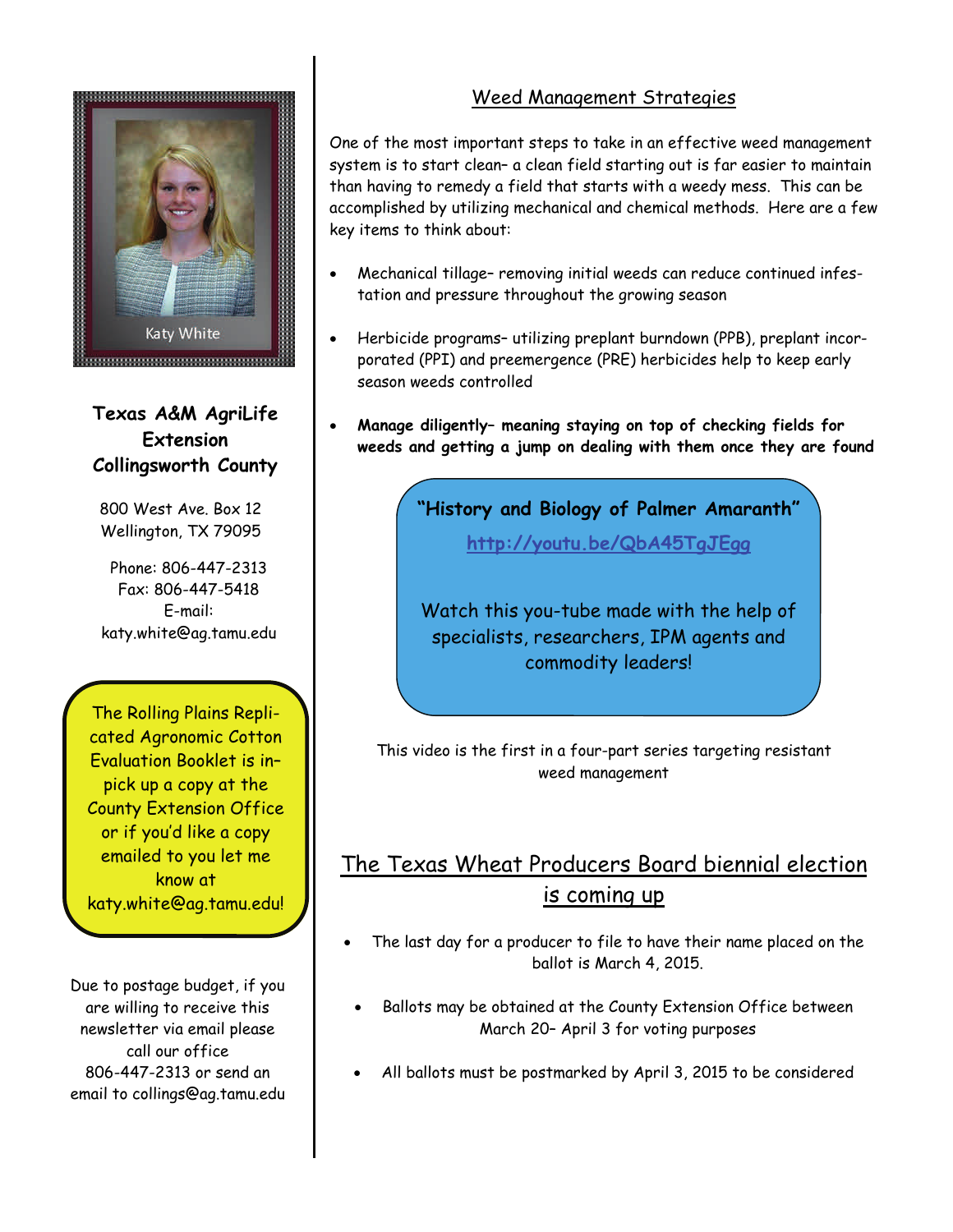Katy White

**Texas A&M AgriLife Extension Collingsworth County**

800 West Ave. Box 12
Wellington, TX 79095

Phone: 806-447-2313
Fax: 806-447-5418
E-mail:
katy.white@ag.tamu.edu

The Rolling Plains Replicated Agronomic Cotton Evaluation Booklet is in– pick up a copy at the County Extension Office or if you'd like a copy emailed to you let me know at katy.white@ag.tamu.edu!

Due to postage budget, if you are willing to receive this newsletter via email please call our office 806-447-2313 or send an email to collings@ag.tamu.edu

## Weed Management Strategies

One of the most important steps to take in an effective weed management system is to start clean– a clean field starting out is far easier to maintain than having to remedy a field that starts with a weedy mess. This can be accomplished by utilizing mechanical and chemical methods. Here are a few key items to think about:

- Mechanical tillage– removing initial weeds can reduce continued infestation and pressure throughout the growing season
- Herbicide programs– utilizing preplant burndown (PPB), preplant incorporated (PPI) and preemergence (PRE) herbicides help to keep early season weeds controlled
- **Manage diligently– meaning staying on top of checking fields for weeds and getting a jump on dealing with them once they are found**

**"History and Biology of Palmer Amaranth"**

http://youtu.be/QbA45TgJEgg

Watch this you-tube made with the help of specialists, researchers, IPM agents and commodity leaders!

This video is the first in a four-part series targeting resistant weed management

## The Texas Wheat Producers Board biennial election is coming up

- The last day for a producer to file to have their name placed on the ballot is March 4, 2015.
- Ballots may be obtained at the County Extension Office between March 20– April 3 for voting purposes
- All ballots must be postmarked by April 3, 2015 to be considered